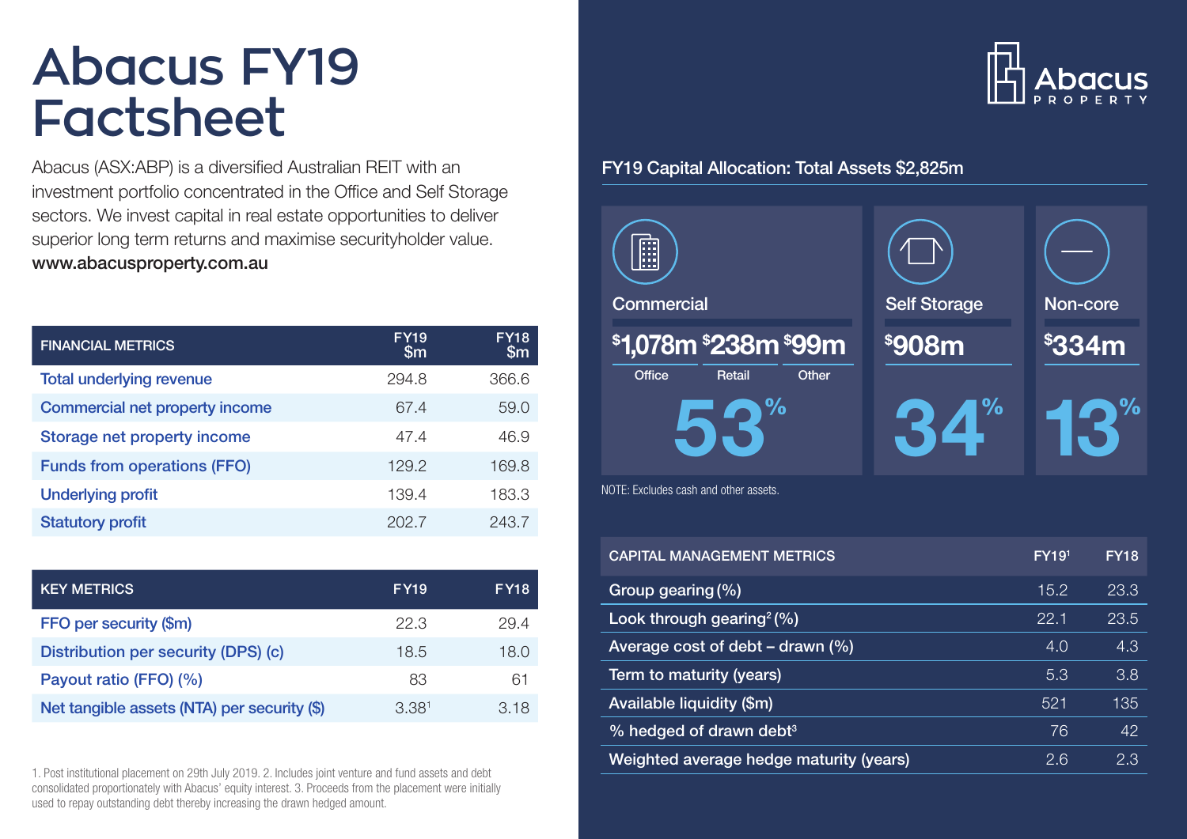# Abacus FY19 Factsheet

Abacus (ASX:ABP) is a diversified Australian REIT with an investment portfolio concentrated in the Office and Self Storage sectors. We invest capital in real estate opportunities to deliver superior long term returns and maximise securityholder value.
**www.abacusproperty.com.au**

| FINANCIAL METRICS | FY19 $m | FY18 $m |
|---|---|---|
| Total underlying revenue | 294.8 | 366.6 |
| Commercial net property income | 67.4 | 59.0 |
| Storage net property income | 47.4 | 46.9 |
| Funds from operations (FFO) | 129.2 | 169.8 |
| Underlying profit | 139.4 | 183.3 |
| Statutory profit | 202.7 | 243.7 |

| KEY METRICS | FY19 | FY18 |
|---|---|---|
| FFO per security ($m) | 22.3 | 29.4 |
| Distribution per security (DPS) (c) | 18.5 | 18.0 |
| Payout ratio (FFO) (%) | 83 | 61 |
| Net tangible assets (NTA) per security ($) | 3.38[1] | 3.18 |

1. Post institutional placement on 29th July 2019. 2. Includes joint venture and fund assets and debt consolidated proportionately with Abacus' equity interest. 3. Proceeds from the placement were initially used to repay outstanding debt thereby increasing the drawn hedged amount.

Abacus PROPERTY

## FY19 Capital Allocation: Total Assets $2,825m

**Commercial**

$1,078m Office | $238m Retail | $99m Other

53%

**Self Storage**

$908m

34%

**Non-core**

$334m

13%

NOTE: Excludes cash and other assets.

| CAPITAL MANAGEMENT METRICS | FY19[1] | FY18 |
|---|---|---|
| Group gearing (%) | 15.2 | 23.3 |
| Look through gearing[2] (%) | 22.1 | 23.5 |
| Average cost of debt – drawn (%) | 4.0 | 4.3 |
| Term to maturity (years) | 5.3 | 3.8 |
| Available liquidity ($m) | 521 | 135 |
| % hedged of drawn debt[3] | 76 | 42 |
| Weighted average hedge maturity (years) | 2.6 | 2.3 |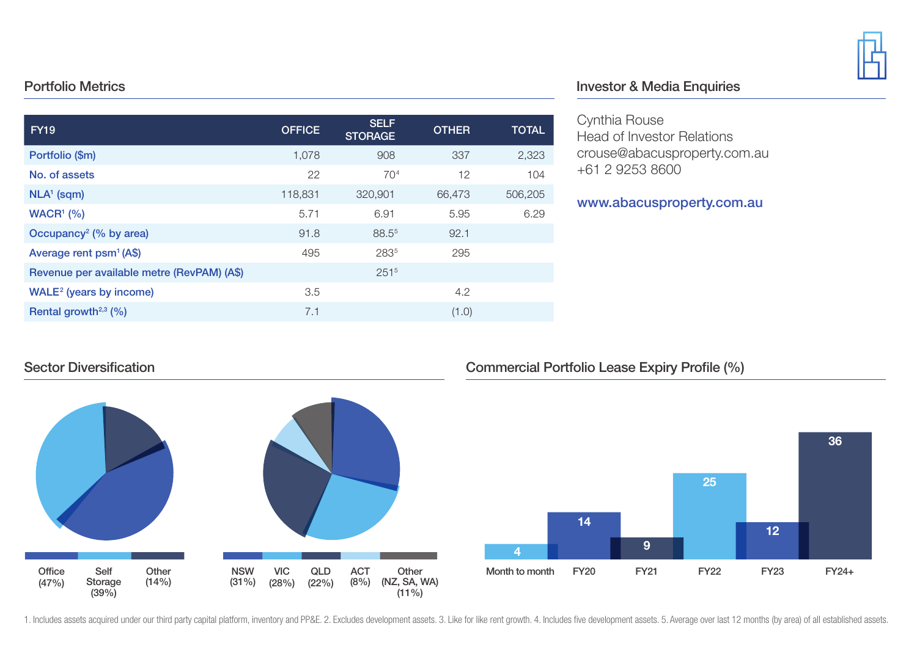## Portfolio Metrics

| FY19 | OFFICE | SELF STORAGE | OTHER | TOTAL |
|---|---|---|---|---|
| Portfolio ($m) | 1,078 | 908 | 337 | 2,323 |
| No. of assets | 22 | 70[4] | 12 | 104 |
| NLA[1] (sqm) | 118,831 | 320,901 | 66,473 | 506,205 |
| WACR[1] (%) | 5.71 | 6.91 | 5.95 | 6.29 |
| Occupancy[2] (% by area) | 91.8 | 88.5[5] | 92.1 | |
| Average rent psm[1] (A$) | 495 | 283[5] | 295 | |
| Revenue per available metre (RevPAM) (A$) | | 251[5] | | |
| WALE[2] (years by income) | 3.5 | | 4.2 | |
| Rental growth[2,3] (%) | 7.1 | | (1.0) | |

## Investor & Media Enquiries

Cynthia Rouse
Head of Investor Relations
crouse@abacusproperty.com.au
+61 2 9253 8600

**www.abacusproperty.com.au**

## Sector Diversification

Office (47%)
Self Storage (39%)
Other (14%)

NSW (31%)
VIC (28%)
QLD (22%)
ACT (8%)
Other (NZ, SA, WA) (11%)

## Commercial Portfolio Lease Expiry Profile (%)

Month to month: 4
FY20: 14
FY21: 9
FY22: 25
FY23: 12
FY24+: 36

1. Includes assets acquired under our third party capital platform, inventory and PP&E. 2. Excludes development assets. 3. Like for like rent growth. 4. Includes five development assets. 5. Average over last 12 months (by area) of all established assets.